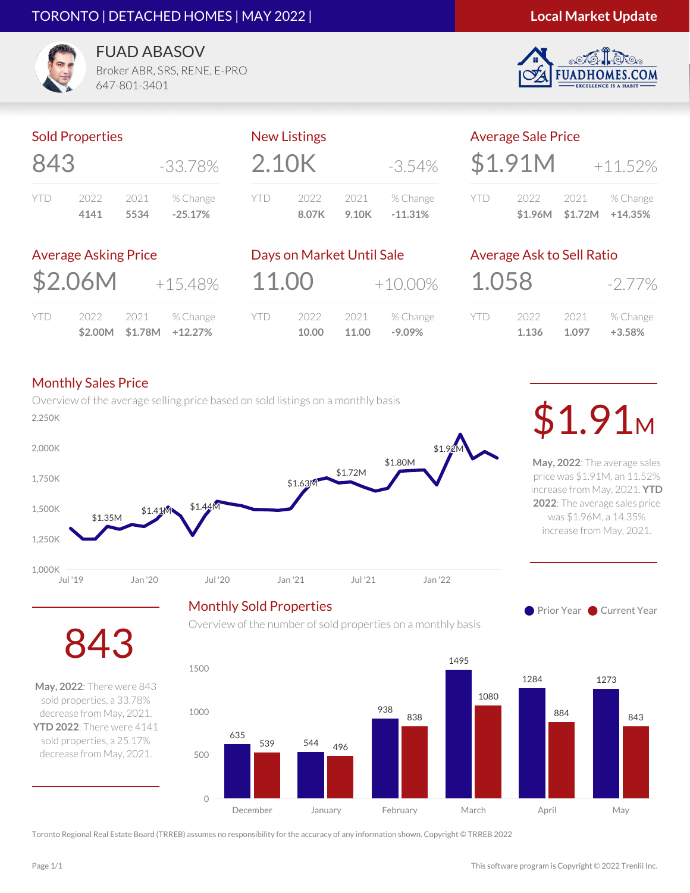TORONTO | DETACHED HOMES | MAY 2022 |

**Local Market Update**

FUAD ABASOV
Broker ABR, SRS, RENE, E-PRO
647-801-3401

FUADHOMES.COM
EXCELLENCE IS A HABIT

## Sold Properties

843 -33.78%

| YTD | 2022 | 2021 | % Change |
|---|---|---|---|
| | 4141 | 5534 | -25.17% |

## New Listings

2.10K -3.54%

| YTD | 2022 | 2021 | % Change |
|---|---|---|---|
| | 8.07K | 9.10K | -11.31% |

## Average Sale Price

$1.91M +11.52%

| YTD | 2022 | 2021 | % Change |
|---|---|---|---|
| | $1.96M | $1.72M | +14.35% |

## Average Asking Price

$2.06M +15.48%

| YTD | 2022 | 2021 | % Change |
|---|---|---|---|
| | $2.00M | $1.78M | +12.27% |

## Days on Market Until Sale

11.00 +10.00%

| YTD | 2022 | 2021 | % Change |
|---|---|---|---|
| | 10.00 | 11.00 | -9.09% |

## Average Ask to Sell Ratio

1.058 -2.77%

| YTD | 2022 | 2021 | % Change |
|---|---|---|---|
| | 1.136 | 1.097 | +3.58% |

## Monthly Sales Price

Overview of the average selling price based on sold listings on a monthly basis

$1.91M

**May, 2022**: The average sales price was $1.91M, an 11.52% increase from May, 2021. **YTD 2022**: The average sales price was $1.96M, a 14.35% increase from May, 2021.

## Monthly Sold Properties

Overview of the number of sold properties on a monthly basis

| Month | Prior Year | Current Year |
|---|---|---|
| December | 635 | 539 |
| January | 544 | 496 |
| February | 938 | 838 |
| March | 1495 | 1080 |
| April | 1284 | 884 |
| May | 1273 | 843 |

843

**May, 2022**: There were 843 sold properties, a 33.78% decrease from May, 2021. **YTD 2022**: There were 4141 sold properties, a 25.17% decrease from May, 2021.

Toronto Regional Real Estate Board (TRREB) assumes no responsibility for the accuracy of any information shown. Copyright © TRREB 2022

This software program is Copyright © 2022 Trenlii Inc.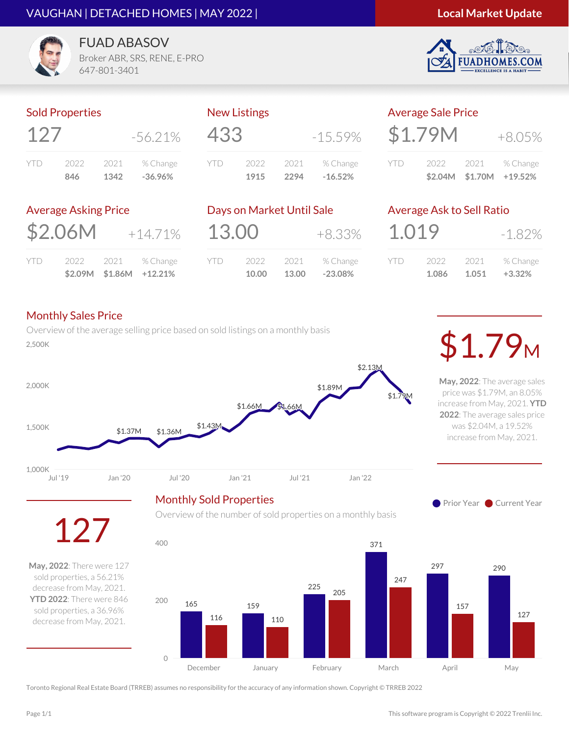VAUGHAN | DETACHED HOMES | MAY 2022 |

**Local Market Update**

FUAD ABASOV
Broker ABR, SRS, RENE, E-PRO
647-801-3401

FUADHOMES.COM — EXCELLENCE IS A HABIT

## Sold Properties

**127** -56.21%

| YTD | 2022 | 2021 | % Change |
|---|---|---|---|
| | 846 | 1342 | -36.96% |

## New Listings

**433** -15.59%

| YTD | 2022 | 2021 | % Change |
|---|---|---|---|
| | 1915 | 2294 | -16.52% |

## Average Sale Price

**$1.79M** +8.05%

| YTD | 2022 | 2021 | % Change |
|---|---|---|---|
| | $2.04M | $1.70M | +19.52% |

## Average Asking Price

**$2.06M** +14.71%

| YTD | 2022 | 2021 | % Change |
|---|---|---|---|
| | $2.09M | $1.86M | +12.21% |

## Days on Market Until Sale

**13.00** +8.33%

| YTD | 2022 | 2021 | % Change |
|---|---|---|---|
| | 10.00 | 13.00 | -23.08% |

## Average Ask to Sell Ratio

**1.019** -1.82%

| YTD | 2022 | 2021 | % Change |
|---|---|---|---|
| | 1.086 | 1.051 | +3.32% |

## Monthly Sales Price

Overview of the average selling price based on sold listings on a monthly basis

2,500K, 2,000K, 1,500K, 1,000K — Jul '19, Jan '20, Jul '20, Jan '21, Jul '21, Jan '22

Labels: $1.37M, $1.36M, $1.43M, $1.66M, $1.66M, $1.89M, $2.13M, $1.79M

**$1.79M**

**May, 2022**: The average sales price was $1.79M, an 8.05% increase from May, 2021. **YTD 2022**: The average sales price was $2.04M, a 19.52% increase from May, 2021.

## Monthly Sold Properties

Overview of the number of sold properties on a monthly basis

| Month | Prior Year | Current Year |
|---|---|---|
| December | 165 | 116 |
| January | 159 | 110 |
| February | 225 | 205 |
| March | 371 | 247 |
| April | 297 | 157 |
| May | 290 | 127 |

**127**

**May, 2022**: There were 127 sold properties, a 56.21% decrease from May, 2021. **YTD 2022**: There were 846 sold properties, a 36.96% decrease from May, 2021.

Toronto Regional Real Estate Board (TRREB) assumes no responsibility for the accuracy of any information shown. Copyright © TRREB 2022

This software program is Copyright © 2022 Trenlii Inc.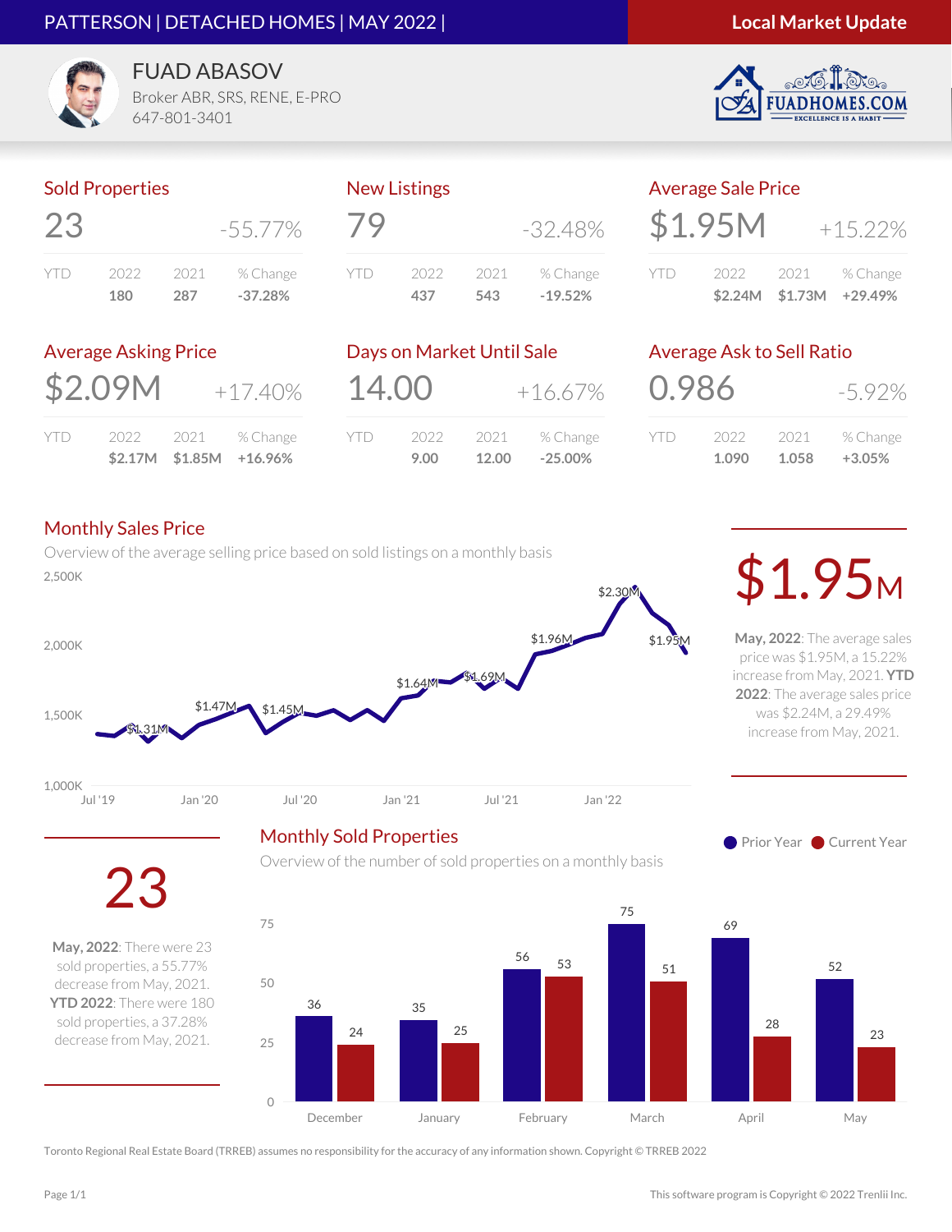PATTERSON | DETACHED HOMES | MAY 2022 | **Local Market Update**

FUAD ABASOV
Broker ABR, SRS, RENE, E-PRO
647-801-3401

FUADHOMES.COM — EXCELLENCE IS A HABIT

## Sold Properties

**23** -55.77%

| YTD | 2022 | 2021 | % Change |
|---|---|---|---|
| | 180 | 287 | -37.28% |

## New Listings

**79** -32.48%

| YTD | 2022 | 2021 | % Change |
|---|---|---|---|
| | 437 | 543 | -19.52% |

## Average Sale Price

**$1.95M** +15.22%

| YTD | 2022 | 2021 | % Change |
|---|---|---|---|
| | $2.24M | $1.73M | +29.49% |

## Average Asking Price

**$2.09M** +17.40%

| YTD | 2022 | 2021 | % Change |
|---|---|---|---|
| | $2.17M | $1.85M | +16.96% |

## Days on Market Until Sale

**14.00** +16.67%

| YTD | 2022 | 2021 | % Change |
|---|---|---|---|
| | 9.00 | 12.00 | -25.00% |

## Average Ask to Sell Ratio

**0.986** -5.92%

| YTD | 2022 | 2021 | % Change |
|---|---|---|---|
| | 1.090 | 1.058 | +3.05% |

## Monthly Sales Price

Overview of the average selling price based on sold listings on a monthly basis

Chart labels: 2,500K; 2,000K; 1,500K; 1,000K; Jul '19; Jan '20; Jul '20; Jan '21; Jul '21; Jan '22; $1.31M; $1.47M; $1.45M; $1.64M; $1.69M; $1.96M; $2.30M; $1.95M

**$1.95M**

**May, 2022**: The average sales price was $1.95M, a 15.22% increase from May, 2021. **YTD 2022**: The average sales price was $2.24M, a 29.49% increase from May, 2021.

## Monthly Sold Properties

Overview of the number of sold properties on a monthly basis

| Month | Prior Year | Current Year |
|---|---|---|
| December | 36 | 24 |
| January | 35 | 25 |
| February | 56 | 53 |
| March | 75 | 51 |
| April | 69 | 28 |
| May | 52 | 23 |

**23**

**May, 2022**: There were 23 sold properties, a 55.77% decrease from May, 2021. **YTD 2022**: There were 180 sold properties, a 37.28% decrease from May, 2021.

Toronto Regional Real Estate Board (TRREB) assumes no responsibility for the accuracy of any information shown. Copyright © TRREB 2022

This software program is Copyright © 2022 Trenlii Inc.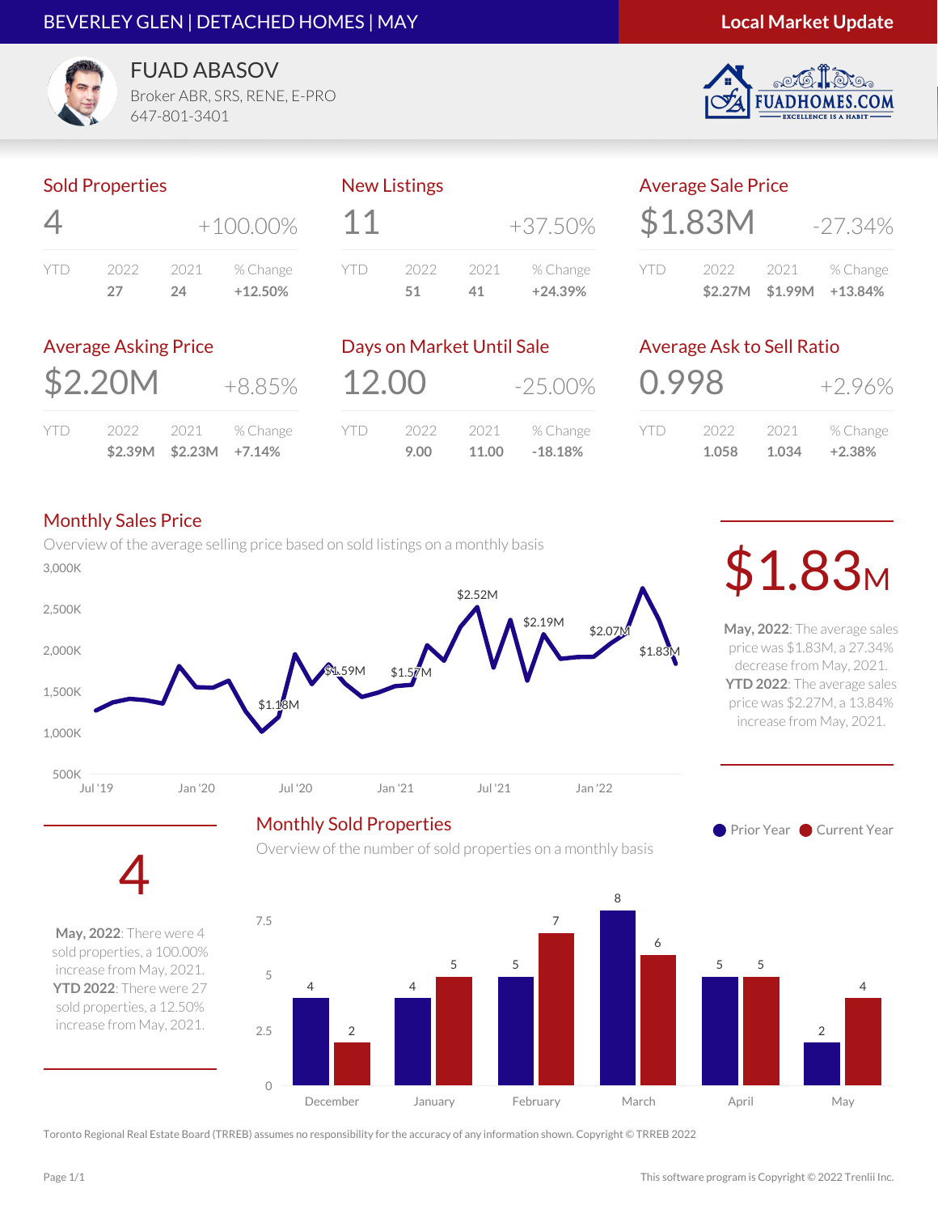BEVERLEY GLEN | DETACHED HOMES | MAY

**Local Market Update**

FUAD ABASOV
Broker ABR, SRS, RENE, E-PRO
647-801-3401

FUADHOMES.COM
EXCELLENCE IS A HABIT

## Sold Properties

**4** +100.00%

| YTD | 2022 | 2021 | % Change |
|---|---|---|---|
| | 27 | 24 | +12.50% |

## New Listings

**11** +37.50%

| YTD | 2022 | 2021 | % Change |
|---|---|---|---|
| | 51 | 41 | +24.39% |

## Average Sale Price

**$1.83M** -27.34%

| YTD | 2022 | 2021 | % Change |
|---|---|---|---|
| | $2.27M | $1.99M | +13.84% |

## Average Asking Price

**$2.20M** +8.85%

| YTD | 2022 | 2021 | % Change |
|---|---|---|---|
| | $2.39M | $2.23M | +7.14% |

## Days on Market Until Sale

**12.00** -25.00%

| YTD | 2022 | 2021 | % Change |
|---|---|---|---|
| | 9.00 | 11.00 | -18.18% |

## Average Ask to Sell Ratio

**0.998** +2.96%

| YTD | 2022 | 2021 | % Change |
|---|---|---|---|
| | 1.058 | 1.034 | +2.38% |

## Monthly Sales Price

Overview of the average selling price based on sold listings on a monthly basis

Chart labels: 3,000K; 2,500K; 2,000K; 1,500K; 1,000K; 500K; Jul '19; Jan '20; Jul '20; Jan '21; Jul '21; Jan '22; $1.18M; $1.59M; $1.57M; $2.52M; $2.19M; $2.07M; $1.83M

**$1.83M**

**May, 2022**: The average sales price was $1.83M, a 27.34% decrease from May, 2021. **YTD 2022**: The average sales price was $2.27M, a 13.84% increase from May, 2021.

**4**

**May, 2022**: There were 4 sold properties, a 100.00% increase from May, 2021. **YTD 2022**: There were 27 sold properties, a 12.50% increase from May, 2021.

## Monthly Sold Properties

Overview of the number of sold properties on a monthly basis

| Month | Prior Year | Current Year |
|---|---|---|
| December | 4 | 2 |
| January | 4 | 5 |
| February | 5 | 7 |
| March | 8 | 6 |
| April | 5 | 5 |
| May | 2 | 4 |

Toronto Regional Real Estate Board (TRREB) assumes no responsibility for the accuracy of any information shown. Copyright © TRREB 2022

This software program is Copyright © 2022 Trenlii Inc.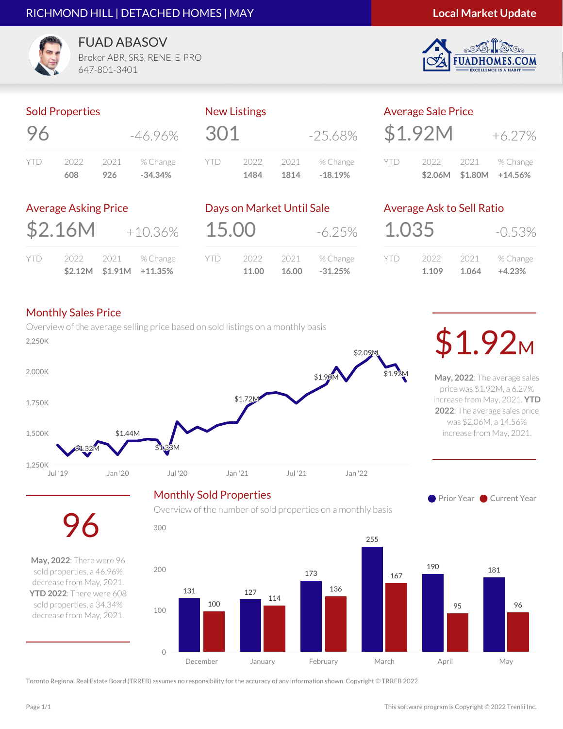RICHMOND HILL | DETACHED HOMES | MAY

**Local Market Update**

FUAD ABASOV
Broker ABR, SRS, RENE, E-PRO
647-801-3401

FUADHOMES.COM
EXCELLENCE IS A HABIT

## Sold Properties

**96** -46.96%

| YTD | 2022 | 2021 | % Change |
|---|---|---|---|
| | 608 | 926 | -34.34% |

## New Listings

**301** -25.68%

| YTD | 2022 | 2021 | % Change |
|---|---|---|---|
| | 1484 | 1814 | -18.19% |

## Average Sale Price

**$1.92M** +6.27%

| YTD | 2022 | 2021 | % Change |
|---|---|---|---|
| | $2.06M | $1.80M | +14.56% |

## Average Asking Price

**$2.16M** +10.36%

| YTD | 2022 | 2021 | % Change |
|---|---|---|---|
| | $2.12M | $1.91M | +11.35% |

## Days on Market Until Sale

**15.00** -6.25%

| YTD | 2022 | 2021 | % Change |
|---|---|---|---|
| | 11.00 | 16.00 | -31.25% |

## Average Ask to Sell Ratio

**1.035** -0.53%

| YTD | 2022 | 2021 | % Change |
|---|---|---|---|
| | 1.109 | 1.064 | +4.23% |

## Monthly Sales Price

Overview of the average selling price based on sold listings on a monthly basis

Chart labels: $1.32M, $1.44M, $1.33M, $1.72M, $1.90M, $2.09M, $1.92M (Jul '19 – May '22)

**$1.92M**

**May, 2022**: The average sales price was $1.92M, a 6.27% increase from May, 2021. **YTD 2022**: The average sales price was $2.06M, a 14.56% increase from May, 2021.

## Monthly Sold Properties

Overview of the number of sold properties on a monthly basis

| Month | Prior Year | Current Year |
|---|---|---|
| December | 131 | 100 |
| January | 127 | 114 |
| February | 173 | 136 |
| March | 255 | 167 |
| April | 190 | 95 |
| May | 181 | 96 |

**96**

**May, 2022**: There were 96 sold properties, a 46.96% decrease from May, 2021. **YTD 2022**: There were 608 sold properties, a 34.34% decrease from May, 2021.

Toronto Regional Real Estate Board (TRREB) assumes no responsibility for the accuracy of any information shown. Copyright © TRREB 2022

This software program is Copyright © 2022 Trenlii Inc.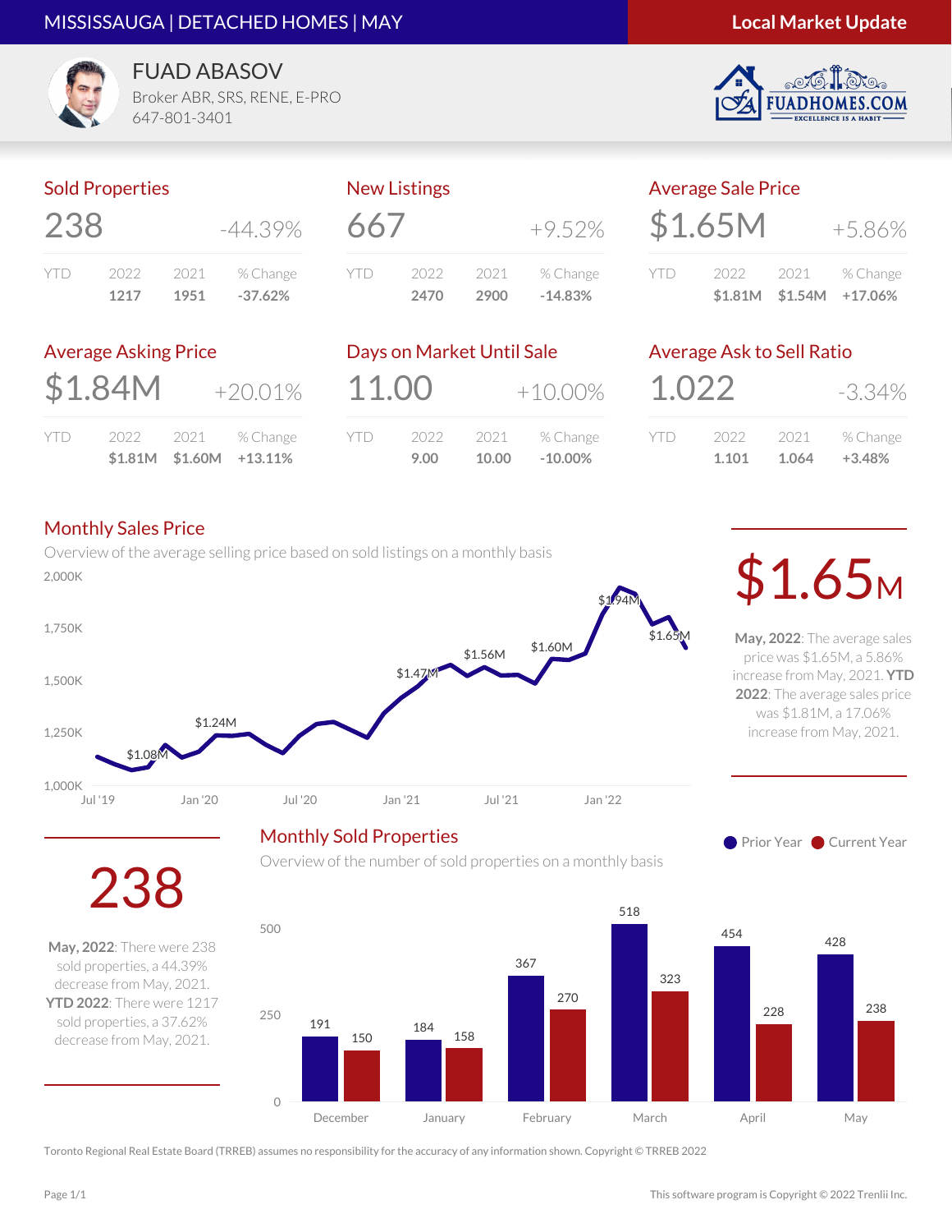MISSISSAUGA | DETACHED HOMES | MAY

**Local Market Update**

FUAD ABASOV
Broker ABR, SRS, RENE, E-PRO
647-801-3401

FUADHOMES.COM
EXCELLENCE IS A HABIT

## Sold Properties

**238** -44.39%

| YTD | 2022 | 2021 | % Change |
|---|---|---|---|
| | 1217 | 1951 | -37.62% |

## New Listings

**667** +9.52%

| YTD | 2022 | 2021 | % Change |
|---|---|---|---|
| | 2470 | 2900 | -14.83% |

## Average Sale Price

**$1.65M** +5.86%

| YTD | 2022 | 2021 | % Change |
|---|---|---|---|
| | $1.81M | $1.54M | +17.06% |

## Average Asking Price

**$1.84M** +20.01%

| YTD | 2022 | 2021 | % Change |
|---|---|---|---|
| | $1.81M | $1.60M | +13.11% |

## Days on Market Until Sale

**11.00** +10.00%

| YTD | 2022 | 2021 | % Change |
|---|---|---|---|
| | 9.00 | 10.00 | -10.00% |

## Average Ask to Sell Ratio

**1.022** -3.34%

| YTD | 2022 | 2021 | % Change |
|---|---|---|---|
| | 1.101 | 1.064 | +3.48% |

## Monthly Sales Price

Overview of the average selling price based on sold listings on a monthly basis

Chart labels: $1.08M, $1.24M, $1.47M, $1.56M, $1.60M, $1.94M, $1.65M (Jul '19 – May '22; axis 1,000K – 2,000K)

**$1.65M**

**May, 2022**: The average sales price was $1.65M, a 5.86% increase from May, 2021. **YTD 2022**: The average sales price was $1.81M, a 17.06% increase from May, 2021.

## Monthly Sold Properties

Overview of the number of sold properties on a monthly basis

| Month | Prior Year | Current Year |
|---|---|---|
| December | 191 | 150 |
| January | 184 | 158 |
| February | 367 | 270 |
| March | 518 | 323 |
| April | 454 | 228 |
| May | 428 | 238 |

**238**

**May, 2022**: There were 238 sold properties, a 44.39% decrease from May, 2021. **YTD 2022**: There were 1217 sold properties, a 37.62% decrease from May, 2021.

Toronto Regional Real Estate Board (TRREB) assumes no responsibility for the accuracy of any information shown. Copyright © TRREB 2022

This software program is Copyright © 2022 Trenlii Inc.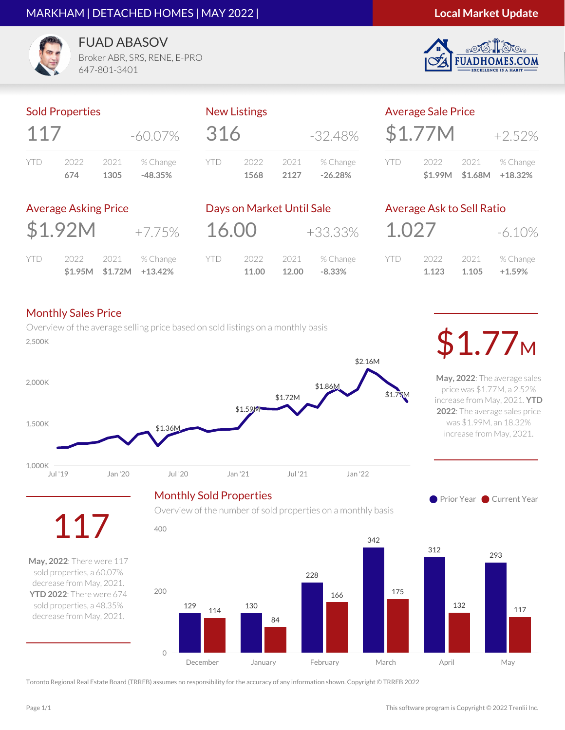MARKHAM | DETACHED HOMES | MAY 2022 | **Local Market Update**

FUAD ABASOV
Broker ABR, SRS, RENE, E-PRO
647-801-3401

FUADHOMES.COM
EXCELLENCE IS A HABIT

## Sold Properties

**117** -60.07%

| YTD | 2022 | 2021 | % Change |
|---|---|---|---|
| | 674 | 1305 | -48.35% |

## New Listings

**316** -32.48%

| YTD | 2022 | 2021 | % Change |
|---|---|---|---|
| | 1568 | 2127 | -26.28% |

## Average Sale Price

**$1.77M** +2.52%

| YTD | 2022 | 2021 | % Change |
|---|---|---|---|
| | $1.99M | $1.68M | +18.32% |

## Average Asking Price

**$1.92M** +7.75%

| YTD | 2022 | 2021 | % Change |
|---|---|---|---|
| | $1.95M | $1.72M | +13.42% |

## Days on Market Until Sale

**16.00** +33.33%

| YTD | 2022 | 2021 | % Change |
|---|---|---|---|
| | 11.00 | 12.00 | -8.33% |

## Average Ask to Sell Ratio

**1.027** -6.10%

| YTD | 2022 | 2021 | % Change |
|---|---|---|---|
| | 1.123 | 1.105 | +1.59% |

## Monthly Sales Price

Overview of the average selling price based on sold listings on a monthly basis

Chart labels: $1.36M, $1.59M, $1.72M, $1.86M, $2.16M, $1.77M (Jul '19 – May '22)

**$1.77M**

**May, 2022**: The average sales price was $1.77M, a 2.52% increase from May, 2021. **YTD 2022**: The average sales price was $1.99M, an 18.32% increase from May, 2021.

## Monthly Sold Properties

Overview of the number of sold properties on a monthly basis

| Month | Prior Year | Current Year |
|---|---|---|
| December | 129 | 114 |
| January | 130 | 84 |
| February | 228 | 166 |
| March | 342 | 175 |
| April | 312 | 132 |
| May | 293 | 117 |

**117**

**May, 2022**: There were 117 sold properties, a 60.07% decrease from May, 2021. **YTD 2022**: There were 674 sold properties, a 48.35% decrease from May, 2021.

Toronto Regional Real Estate Board (TRREB) assumes no responsibility for the accuracy of any information shown. Copyright © TRREB 2022

This software program is Copyright © 2022 Trenlii Inc.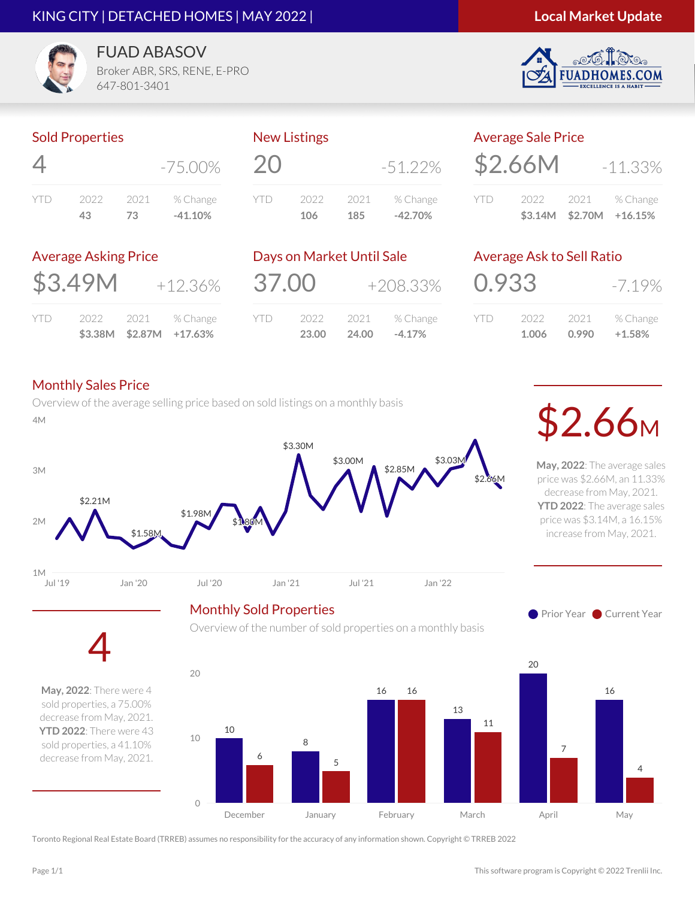# KING CITY | DETACHED HOMES | MAY 2022 |

**Local Market Update**

FUAD ABASOV
Broker ABR, SRS, RENE, E-PRO
647-801-3401

FUADHOMES.COM
EXCELLENCE IS A HABIT

## Sold Properties

4 | -75.00%

| YTD | 2022 | 2021 | % Change |
|---|---|---|---|
| | 43 | 73 | -41.10% |

## New Listings

20 | -51.22%

| YTD | 2022 | 2021 | % Change |
|---|---|---|---|
| | 106 | 185 | -42.70% |

## Average Sale Price

$2.66M | -11.33%

| YTD | 2022 | 2021 | % Change |
|---|---|---|---|
| | $3.14M | $2.70M | +16.15% |

## Average Asking Price

$3.49M | +12.36%

| YTD | 2022 | 2021 | % Change |
|---|---|---|---|
| | $3.38M | $2.87M | +17.63% |

## Days on Market Until Sale

37.00 | +208.33%

| YTD | 2022 | 2021 | % Change |
|---|---|---|---|
| | 23.00 | 24.00 | -4.17% |

## Average Ask to Sell Ratio

0.933 | -7.19%

| YTD | 2022 | 2021 | % Change |
|---|---|---|---|
| | 1.006 | 0.990 | +1.58% |

## Monthly Sales Price

Overview of the average selling price based on sold listings on a monthly basis

$2.66M

**May, 2022**: The average sales price was $2.66M, an 11.33% decrease from May, 2021. **YTD 2022**: The average sales price was $3.14M, a 16.15% increase from May, 2021.

## Monthly Sold Properties

Overview of the number of sold properties on a monthly basis

| | December | January | February | March | April | May |
|---|---|---|---|---|---|---|
| Prior Year | 10 | 8 | 16 | 13 | 20 | 16 |
| Current Year | 6 | 5 | 16 | 11 | 7 | 4 |

4

**May, 2022**: There were 4 sold properties, a 75.00% decrease from May, 2021. **YTD 2022**: There were 43 sold properties, a 41.10% decrease from May, 2021.

Toronto Regional Real Estate Board (TRREB) assumes no responsibility for the accuracy of any information shown. Copyright © TRREB 2022

This software program is Copyright © 2022 Trenlii Inc.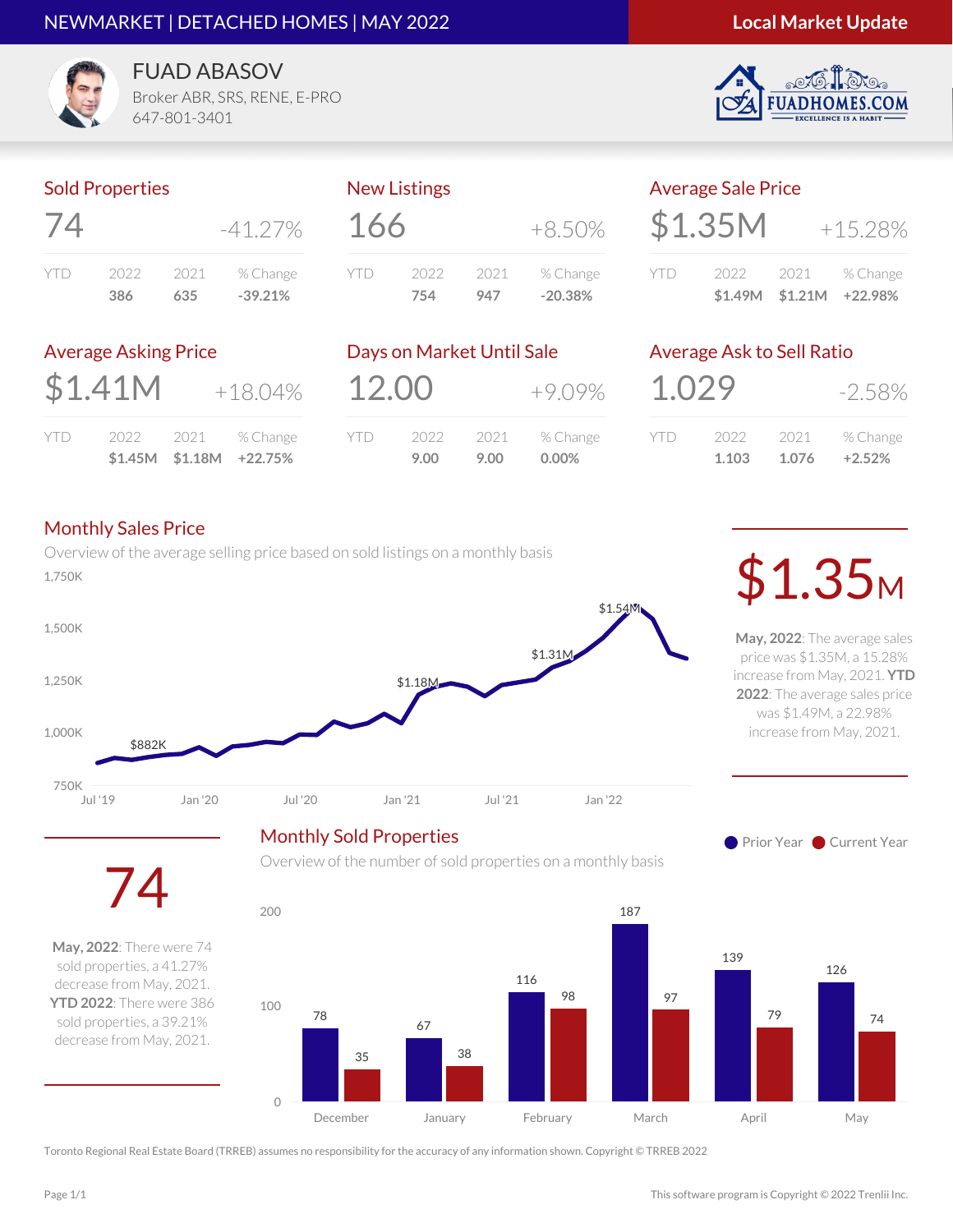NEWMARKET | DETACHED HOMES | MAY 2022

**Local Market Update**

FUAD ABASOV
Broker ABR, SRS, RENE, E-PRO
647-801-3401

FUADHOMES.COM
EXCELLENCE IS A HABIT

## Sold Properties

**74** -41.27%

| YTD | 2022 | 2021 | % Change |
|---|---|---|---|
| | 386 | 635 | -39.21% |

## New Listings

**166** +8.50%

| YTD | 2022 | 2021 | % Change |
|---|---|---|---|
| | 754 | 947 | -20.38% |

## Average Sale Price

**$1.35M** +15.28%

| YTD | 2022 | 2021 | % Change |
|---|---|---|---|
| | $1.49M | $1.21M | +22.98% |

## Average Asking Price

**$1.41M** +18.04%

| YTD | 2022 | 2021 | % Change |
|---|---|---|---|
| | $1.45M | $1.18M | +22.75% |

## Days on Market Until Sale

**12.00** +9.09%

| YTD | 2022 | 2021 | % Change |
|---|---|---|---|
| | 9.00 | 9.00 | 0.00% |

## Average Ask to Sell Ratio

**1.029** -2.58%

| YTD | 2022 | 2021 | % Change |
|---|---|---|---|
| | 1.103 | 1.076 | +2.52% |

## Monthly Sales Price

Overview of the average selling price based on sold listings on a monthly basis

Chart labels: 1,750K; 1,500K; 1,250K; 1,000K; 750K; Jul '19; Jan '20; Jul '20; Jan '21; Jul '21; Jan '22; $882K; $1.18M; $1.31M; $1.54M

**$1.35M**

**May, 2022**: The average sales price was $1.35M, a 15.28% increase from May, 2021. **YTD 2022**: The average sales price was $1.49M, a 22.98% increase from May, 2021.

## Monthly Sold Properties

Overview of the number of sold properties on a monthly basis

| Month | Prior Year | Current Year |
|---|---|---|
| December | 78 | 35 |
| January | 67 | 38 |
| February | 116 | 98 |
| March | 187 | 97 |
| April | 139 | 79 |
| May | 126 | 74 |

**74**

**May, 2022**: There were 74 sold properties, a 41.27% decrease from May, 2021. **YTD 2022**: There were 386 sold properties, a 39.21% decrease from May, 2021.

Toronto Regional Real Estate Board (TRREB) assumes no responsibility for the accuracy of any information shown. Copyright © TRREB 2022

This software program is Copyright © 2022 Trenlii Inc.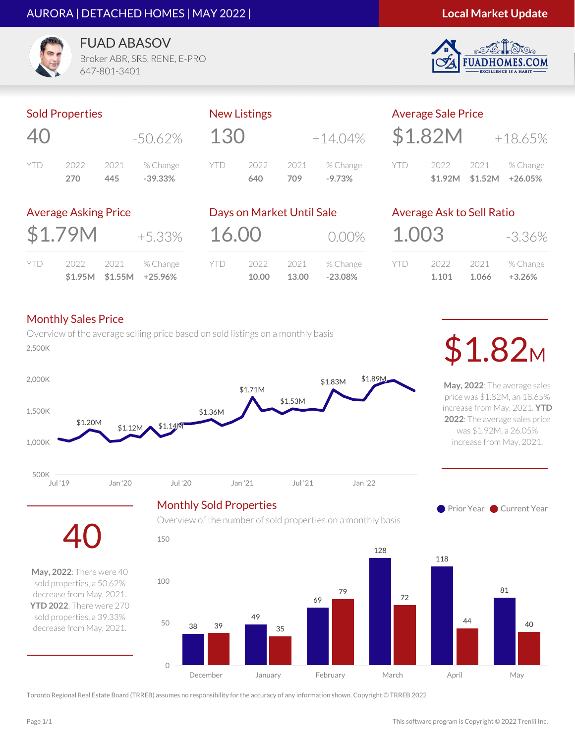# AURORA | DETACHED HOMES | MAY 2022 |

**Local Market Update**

FUAD ABASOV
Broker ABR, SRS, RENE, E-PRO
647-801-3401

FUADHOMES.COM
EXCELLENCE IS A HABIT

## Sold Properties

**40** -50.62%

| YTD | 2022 | 2021 | % Change |
|---|---|---|---|
| | 270 | 445 | -39.33% |

## New Listings

**130** +14.04%

| YTD | 2022 | 2021 | % Change |
|---|---|---|---|
| | 640 | 709 | -9.73% |

## Average Sale Price

**$1.82M** +18.65%

| YTD | 2022 | 2021 | % Change |
|---|---|---|---|
| | $1.92M | $1.52M | +26.05% |

## Average Asking Price

**$1.79M** +5.33%

| YTD | 2022 | 2021 | % Change |
|---|---|---|---|
| | $1.95M | $1.55M | +25.96% |

## Days on Market Until Sale

**16.00** 0.00%

| YTD | 2022 | 2021 | % Change |
|---|---|---|---|
| | 10.00 | 13.00 | -23.08% |

## Average Ask to Sell Ratio

**1.003** -3.36%

| YTD | 2022 | 2021 | % Change |
|---|---|---|---|
| | 1.101 | 1.066 | +3.26% |

## Monthly Sales Price

Overview of the average selling price based on sold listings on a monthly basis

Chart labels: $1.20M, $1.12M, $1.14M, $1.36M, $1.71M, $1.53M, $1.83M, $1.89M (Jul '19 – Jan '22)

**$1.82M**

**May, 2022**: The average sales price was $1.82M, an 18.65% increase from May, 2021. **YTD 2022**: The average sales price was $1.92M, a 26.05% increase from May, 2021.

## Monthly Sold Properties

Overview of the number of sold properties on a monthly basis

| Month | Prior Year | Current Year |
|---|---|---|
| December | 38 | 39 |
| January | 49 | 35 |
| February | 69 | 79 |
| March | 128 | 72 |
| April | 118 | 44 |
| May | 81 | 40 |

**40**

**May, 2022**: There were 40 sold properties, a 50.62% decrease from May, 2021. **YTD 2022**: There were 270 sold properties, a 39.33% decrease from May, 2021.

Toronto Regional Real Estate Board (TRREB) assumes no responsibility for the accuracy of any information shown. Copyright © TRREB 2022

This software program is Copyright © 2022 Trenlii Inc.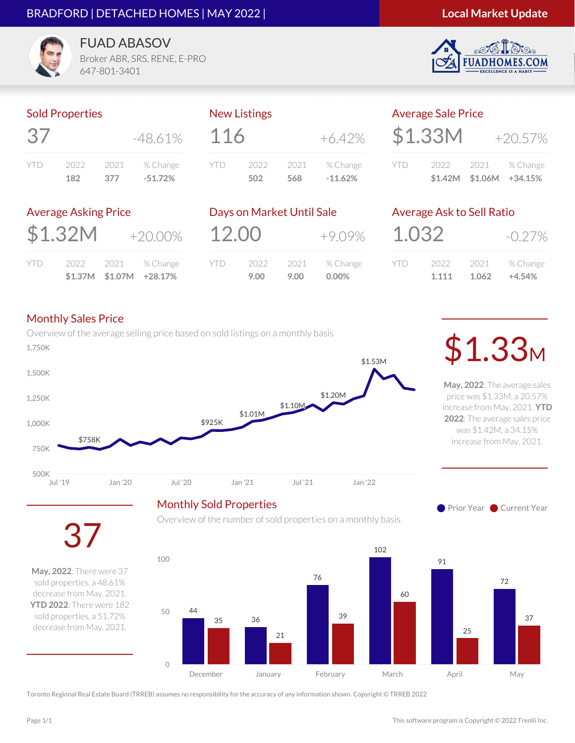BRADFORD | DETACHED HOMES | MAY 2022 |

**Local Market Update**

FUAD ABASOV
Broker ABR, SRS, RENE, E-PRO
647-801-3401

FUADHOMES.COM — EXCELLENCE IS A HABIT

## Sold Properties

**37** — -48.61%

| YTD | 2022 | 2021 | % Change |
|---|---|---|---|
| | 182 | 377 | -51.72% |

## New Listings

**116** — +6.42%

| YTD | 2022 | 2021 | % Change |
|---|---|---|---|
| | 502 | 568 | -11.62% |

## Average Sale Price

**$1.33M** — +20.57%

| YTD | 2022 | 2021 | % Change |
|---|---|---|---|
| | $1.42M | $1.06M | +34.15% |

## Average Asking Price

**$1.32M** — +20.00%

| YTD | 2022 | 2021 | % Change |
|---|---|---|---|
| | $1.37M | $1.07M | +28.17% |

## Days on Market Until Sale

**12.00** — +9.09%

| YTD | 2022 | 2021 | % Change |
|---|---|---|---|
| | 9.00 | 9.00 | 0.00% |

## Average Ask to Sell Ratio

**1.032** — -0.27%

| YTD | 2022 | 2021 | % Change |
|---|---|---|---|
| | 1.111 | 1.062 | +4.54% |

## Monthly Sales Price

Overview of the average selling price based on sold listings on a monthly basis

(Chart labels: $758K, $925K, $1.01M, $1.10M, $1.20M, $1.53M; axis 500K–1,750K; Jul '19, Jan '20, Jul '20, Jan '21, Jul '21, Jan '22)

**$1.33M**

**May, 2022**: The average sales price was $1.33M, a 20.57% increase from May, 2021. **YTD 2022**: The average sales price was $1.42M, a 34.15% increase from May, 2021.

## Monthly Sold Properties

Overview of the number of sold properties on a monthly basis

| Month | Prior Year | Current Year |
|---|---|---|
| December | 44 | 35 |
| January | 36 | 21 |
| February | 76 | 39 |
| March | 102 | 60 |
| April | 91 | 25 |
| May | 72 | 37 |

**37**

**May, 2022**: There were 37 sold properties, a 48.61% decrease from May, 2021. **YTD 2022**: There were 182 sold properties, a 51.72% decrease from May, 2021.

Toronto Regional Real Estate Board (TRREB) assumes no responsibility for the accuracy of any information shown. Copyright © TRREB 2022

This software program is Copyright © 2022 Trenlii Inc.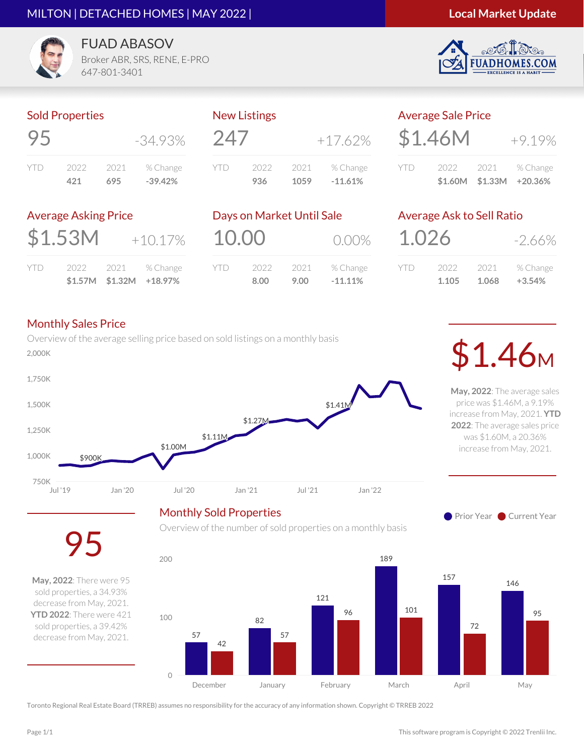MILTON | DETACHED HOMES | MAY 2022 |

**Local Market Update**

FUAD ABASOV
Broker ABR, SRS, RENE, E-PRO
647-801-3401

FUADHOMES.COM
EXCELLENCE IS A HABIT

## Sold Properties

**95** — -34.93%

| YTD | 2022 | 2021 | % Change |
|---|---|---|---|
| | 421 | 695 | -39.42% |

## New Listings

**247** — +17.62%

| YTD | 2022 | 2021 | % Change |
|---|---|---|---|
| | 936 | 1059 | -11.61% |

## Average Sale Price

**$1.46M** — +9.19%

| YTD | 2022 | 2021 | % Change |
|---|---|---|---|
| | $1.60M | $1.33M | +20.36% |

## Average Asking Price

**$1.53M** — +10.17%

| YTD | 2022 | 2021 | % Change |
|---|---|---|---|
| | $1.57M | $1.32M | +18.97% |

## Days on Market Until Sale

**10.00** — 0.00%

| YTD | 2022 | 2021 | % Change |
|---|---|---|---|
| | 8.00 | 9.00 | -11.11% |

## Average Ask to Sell Ratio

**1.026** — -2.66%

| YTD | 2022 | 2021 | % Change |
|---|---|---|---|
| | 1.105 | 1.068 | +3.54% |

## Monthly Sales Price

Overview of the average selling price based on sold listings on a monthly basis

Chart labels: 2,000K; 1,750K; 1,500K; 1,250K; 1,000K; 750K; Jul '19; Jan '20; Jul '20; Jan '21; Jul '21; Jan '22; $900K; $1.00M; $1.11M; $1.27M; $1.41M

**$1.46M**

**May, 2022**: The average sales price was $1.46M, a 9.19% increase from May, 2021. **YTD 2022**: The average sales price was $1.60M, a 20.36% increase from May, 2021.

## Monthly Sold Properties

Overview of the number of sold properties on a monthly basis

| Month | Prior Year | Current Year |
|---|---|---|
| December | 57 | 42 |
| January | 82 | 57 |
| February | 121 | 96 |
| March | 189 | 101 |
| April | 157 | 72 |
| May | 146 | 95 |

**95**

**May, 2022**: There were 95 sold properties, a 34.93% decrease from May, 2021. **YTD 2022**: There were 421 sold properties, a 39.42% decrease from May, 2021.

Toronto Regional Real Estate Board (TRREB) assumes no responsibility for the accuracy of any information shown. Copyright © TRREB 2022

This software program is Copyright © 2022 Trenlii Inc.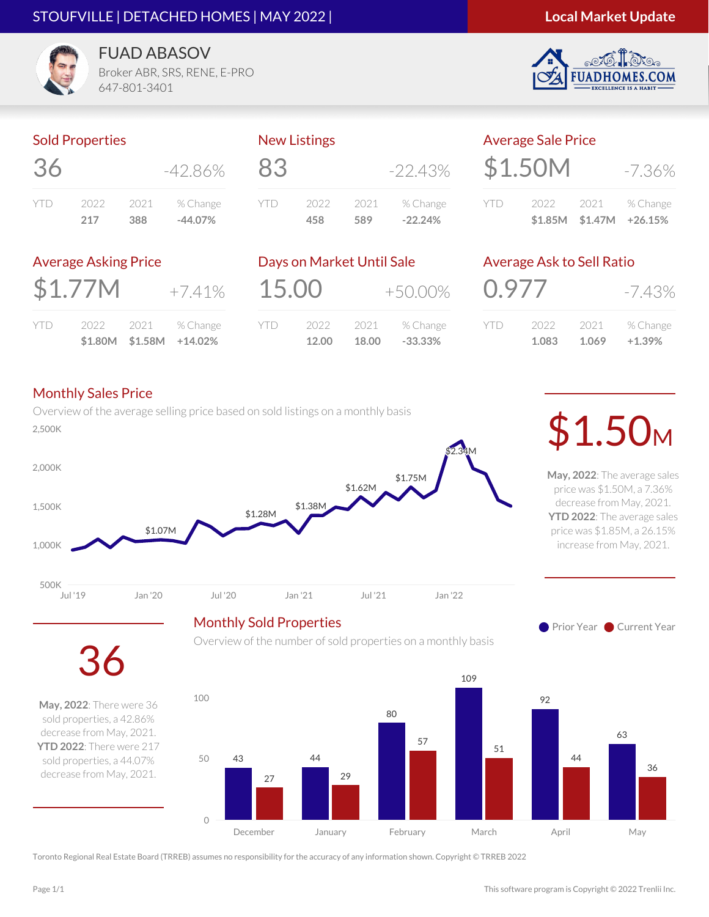STOUFVILLE | DETACHED HOMES | MAY 2022 |

**Local Market Update**

FUAD ABASOV
Broker ABR, SRS, RENE, E-PRO
647-801-3401

FUADHOMES.COM
EXCELLENCE IS A HABIT

## Sold Properties

36 -42.86%

| YTD | 2022 | 2021 | % Change |
|---|---|---|---|
| | 217 | 388 | -44.07% |

## New Listings

83 -22.43%

| YTD | 2022 | 2021 | % Change |
|---|---|---|---|
| | 458 | 589 | -22.24% |

## Average Sale Price

$1.50M -7.36%

| YTD | 2022 | 2021 | % Change |
|---|---|---|---|
| | $1.85M | $1.47M | +26.15% |

## Average Asking Price

$1.77M +7.41%

| YTD | 2022 | 2021 | % Change |
|---|---|---|---|
| | $1.80M | $1.58M | +14.02% |

## Days on Market Until Sale

15.00 +50.00%

| YTD | 2022 | 2021 | % Change |
|---|---|---|---|
| | 12.00 | 18.00 | -33.33% |

## Average Ask to Sell Ratio

0.977 -7.43%

| YTD | 2022 | 2021 | % Change |
|---|---|---|---|
| | 1.083 | 1.069 | +1.39% |

## Monthly Sales Price

Overview of the average selling price based on sold listings on a monthly basis

Chart labels: $1.07M, $1.28M, $1.38M, $1.62M, $1.75M, $2.34M (Jul '19 – Jan '22; axis 500K–2,500K)

**$1.50M**

**May, 2022**: The average sales price was $1.50M, a 7.36% decrease from May, 2021.
**YTD 2022**: The average sales price was $1.85M, a 26.15% increase from May, 2021.

## Monthly Sold Properties

Overview of the number of sold properties on a monthly basis

| Month | Prior Year | Current Year |
|---|---|---|
| December | 43 | 27 |
| January | 44 | 29 |
| February | 80 | 57 |
| March | 109 | 51 |
| April | 92 | 44 |
| May | 63 | 36 |

**36**

**May, 2022**: There were 36 sold properties, a 42.86% decrease from May, 2021.
**YTD 2022**: There were 217 sold properties, a 44.07% decrease from May, 2021.

Toronto Regional Real Estate Board (TRREB) assumes no responsibility for the accuracy of any information shown. Copyright © TRREB 2022

This software program is Copyright © 2022 Trenlii Inc.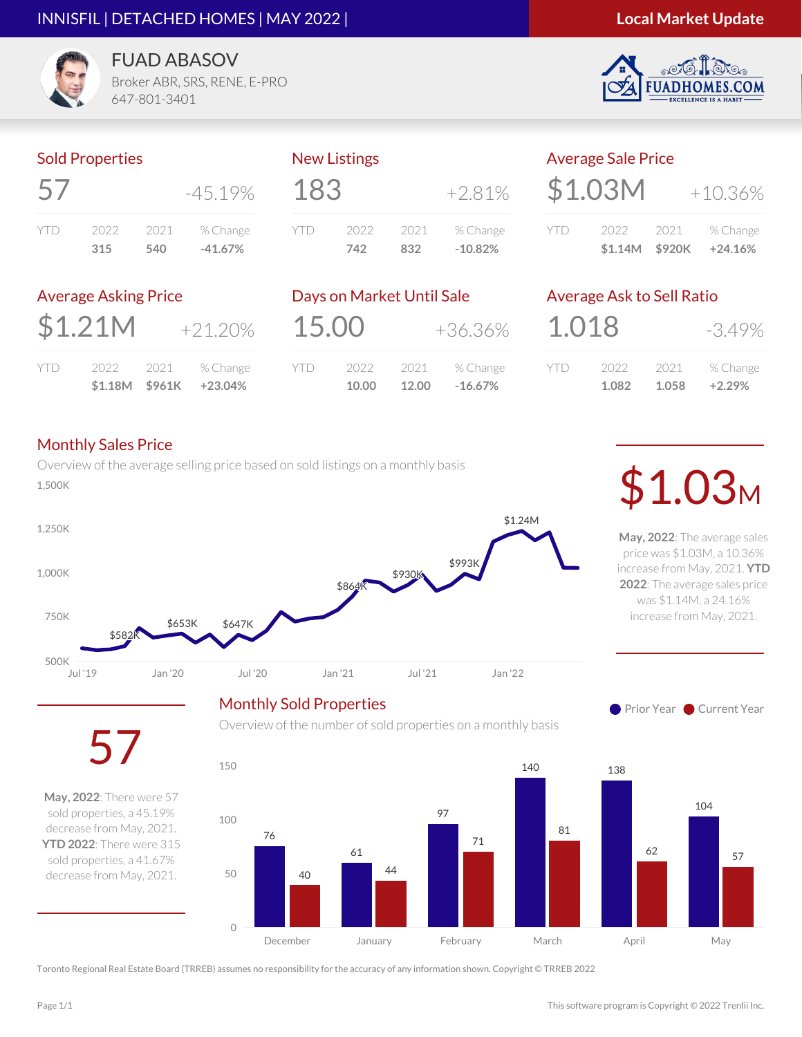INNISFIL | DETACHED HOMES | MAY 2022 | **Local Market Update**

FUAD ABASOV
Broker ABR, SRS, RENE, E-PRO
647-801-3401

FUADHOMES.COM — EXCELLENCE IS A HABIT

## Sold Properties

**57** -45.19%

| YTD | 2022 | 2021 | % Change |
|---|---|---|---|
| | 315 | 540 | -41.67% |

## New Listings

**183** +2.81%

| YTD | 2022 | 2021 | % Change |
|---|---|---|---|
| | 742 | 832 | -10.82% |

## Average Sale Price

**$1.03M** +10.36%

| YTD | 2022 | 2021 | % Change |
|---|---|---|---|
| | $1.14M | $920K | +24.16% |

## Average Asking Price

**$1.21M** +21.20%

| YTD | 2022 | 2021 | % Change |
|---|---|---|---|
| | $1.18M | $961K | +23.04% |

## Days on Market Until Sale

**15.00** +36.36%

| YTD | 2022 | 2021 | % Change |
|---|---|---|---|
| | 10.00 | 12.00 | -16.67% |

## Average Ask to Sell Ratio

**1.018** -3.49%

| YTD | 2022 | 2021 | % Change |
|---|---|---|---|
| | 1.082 | 1.058 | +2.29% |

## Monthly Sales Price

Overview of the average selling price based on sold listings on a monthly basis

Chart labels: $582K, $653K, $647K, $864K, $930K, $993K, $1.24M (Jul '19 – Jan '22; axis 500K – 1,500K)

**$1.03M**

**May, 2022**: The average sales price was $1.03M, a 10.36% increase from May, 2021. **YTD 2022**: The average sales price was $1.14M, a 24.16% increase from May, 2021.

## Monthly Sold Properties

Overview of the number of sold properties on a monthly basis

| Month | Prior Year | Current Year |
|---|---|---|
| December | 76 | 40 |
| January | 61 | 44 |
| February | 97 | 71 |
| March | 140 | 81 |
| April | 138 | 62 |
| May | 104 | 57 |

**57**

**May, 2022**: There were 57 sold properties, a 45.19% decrease from May, 2021. **YTD 2022**: There were 315 sold properties, a 41.67% decrease from May, 2021.

Toronto Regional Real Estate Board (TRREB) assumes no responsibility for the accuracy of any information shown. Copyright © TRREB 2022

This software program is Copyright © 2022 Trenlii Inc.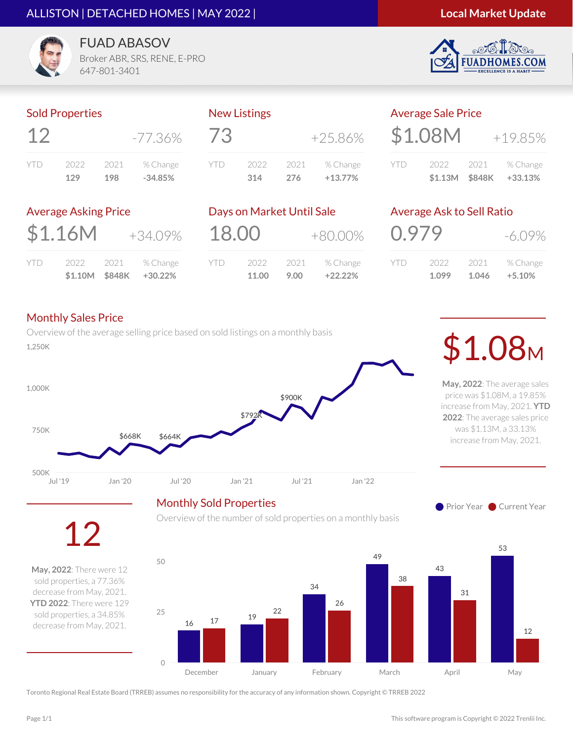ALLISTON | DETACHED HOMES | MAY 2022 |

**Local Market Update**

FUAD ABASOV
Broker ABR, SRS, RENE, E-PRO
647-801-3401

FUADHOMES.COM
EXCELLENCE IS A HABIT

## Sold Properties

12 -77.36%

| YTD | 2022 | 2021 | % Change |
|---|---|---|---|
| | 129 | 198 | -34.85% |

## New Listings

73 +25.86%

| YTD | 2022 | 2021 | % Change |
|---|---|---|---|
| | 314 | 276 | +13.77% |

## Average Sale Price

$1.08M +19.85%

| YTD | 2022 | 2021 | % Change |
|---|---|---|---|
| | $1.13M | $848K | +33.13% |

## Average Asking Price

$1.16M +34.09%

| YTD | 2022 | 2021 | % Change |
|---|---|---|---|
| | $1.10M | $848K | +30.22% |

## Days on Market Until Sale

18.00 +80.00%

| YTD | 2022 | 2021 | % Change |
|---|---|---|---|
| | 11.00 | 9.00 | +22.22% |

## Average Ask to Sell Ratio

0.979 -6.09%

| YTD | 2022 | 2021 | % Change |
|---|---|---|---|
| | 1.099 | 1.046 | +5.10% |

## Monthly Sales Price

Overview of the average selling price based on sold listings on a monthly basis

1,250K
1,000K
750K
500K

$668K $664K $792K $900K

Jul '19 Jan '20 Jul '20 Jan '21 Jul '21 Jan '22

$1.08M

**May, 2022**: The average sales price was $1.08M, a 19.85% increase from May, 2021. **YTD 2022**: The average sales price was $1.13M, a 33.13% increase from May, 2021.

12

**May, 2022**: There were 12 sold properties, a 77.36% decrease from May, 2021. **YTD 2022**: There were 129 sold properties, a 34.85% decrease from May, 2021.

## Monthly Sold Properties

Overview of the number of sold properties on a monthly basis

| Month | Prior Year | Current Year |
|---|---|---|
| December | 16 | 17 |
| January | 19 | 22 |
| February | 34 | 26 |
| March | 49 | 38 |
| April | 43 | 31 |
| May | 53 | 12 |

Toronto Regional Real Estate Board (TRREB) assumes no responsibility for the accuracy of any information shown. Copyright © TRREB 2022

This software program is Copyright © 2022 Trenlii Inc.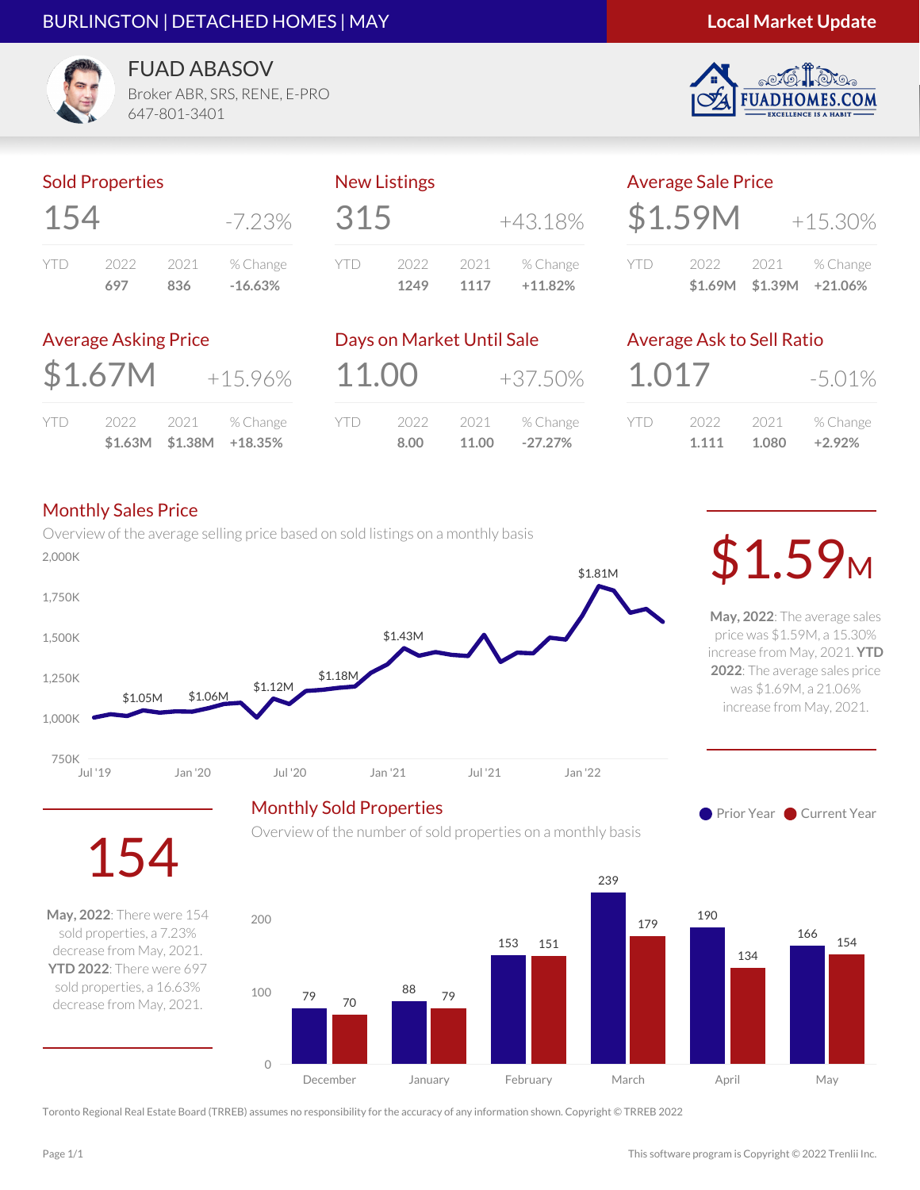BURLINGTON | DETACHED HOMES | MAY

**Local Market Update**

FUAD ABASOV
Broker ABR, SRS, RENE, E-PRO
647-801-3401

FUADHOMES.COM
EXCELLENCE IS A HABIT

## Sold Properties

**154** -7.23%

| YTD | 2022 | 2021 | % Change |
|---|---|---|---|
| | 697 | 836 | -16.63% |

## New Listings

**315** +43.18%

| YTD | 2022 | 2021 | % Change |
|---|---|---|---|
| | 1249 | 1117 | +11.82% |

## Average Sale Price

**$1.59M** +15.30%

| YTD | 2022 | 2021 | % Change |
|---|---|---|---|
| | $1.69M | $1.39M | +21.06% |

## Average Asking Price

**$1.67M** +15.96%

| YTD | 2022 | 2021 | % Change |
|---|---|---|---|
| | $1.63M | $1.38M | +18.35% |

## Days on Market Until Sale

**11.00** +37.50%

| YTD | 2022 | 2021 | % Change |
|---|---|---|---|
| | 8.00 | 11.00 | -27.27% |

## Average Ask to Sell Ratio

**1.017** -5.01%

| YTD | 2022 | 2021 | % Change |
|---|---|---|---|
| | 1.111 | 1.080 | +2.92% |

## Monthly Sales Price

Overview of the average selling price based on sold listings on a monthly basis

Chart labels: $1.05M, $1.06M, $1.12M, $1.18M, $1.43M, $1.81M; x-axis: Jul '19, Jan '20, Jul '20, Jan '21, Jul '21, Jan '22; y-axis: 750K, 1,000K, 1,250K, 1,500K, 1,750K, 2,000K

**$1.59M**

**May, 2022**: The average sales price was $1.59M, a 15.30% increase from May, 2021. **YTD 2022**: The average sales price was $1.69M, a 21.06% increase from May, 2021.

## Monthly Sold Properties

Overview of the number of sold properties on a monthly basis

| Month | Prior Year | Current Year |
|---|---|---|
| December | 79 | 70 |
| January | 88 | 79 |
| February | 153 | 151 |
| March | 239 | 179 |
| April | 190 | 134 |
| May | 166 | 154 |

**154**

**May, 2022**: There were 154 sold properties, a 7.23% decrease from May, 2021. **YTD 2022**: There were 697 sold properties, a 16.63% decrease from May, 2021.

Toronto Regional Real Estate Board (TRREB) assumes no responsibility for the accuracy of any information shown. Copyright © TRREB 2022

This software program is Copyright © 2022 Trenlii Inc.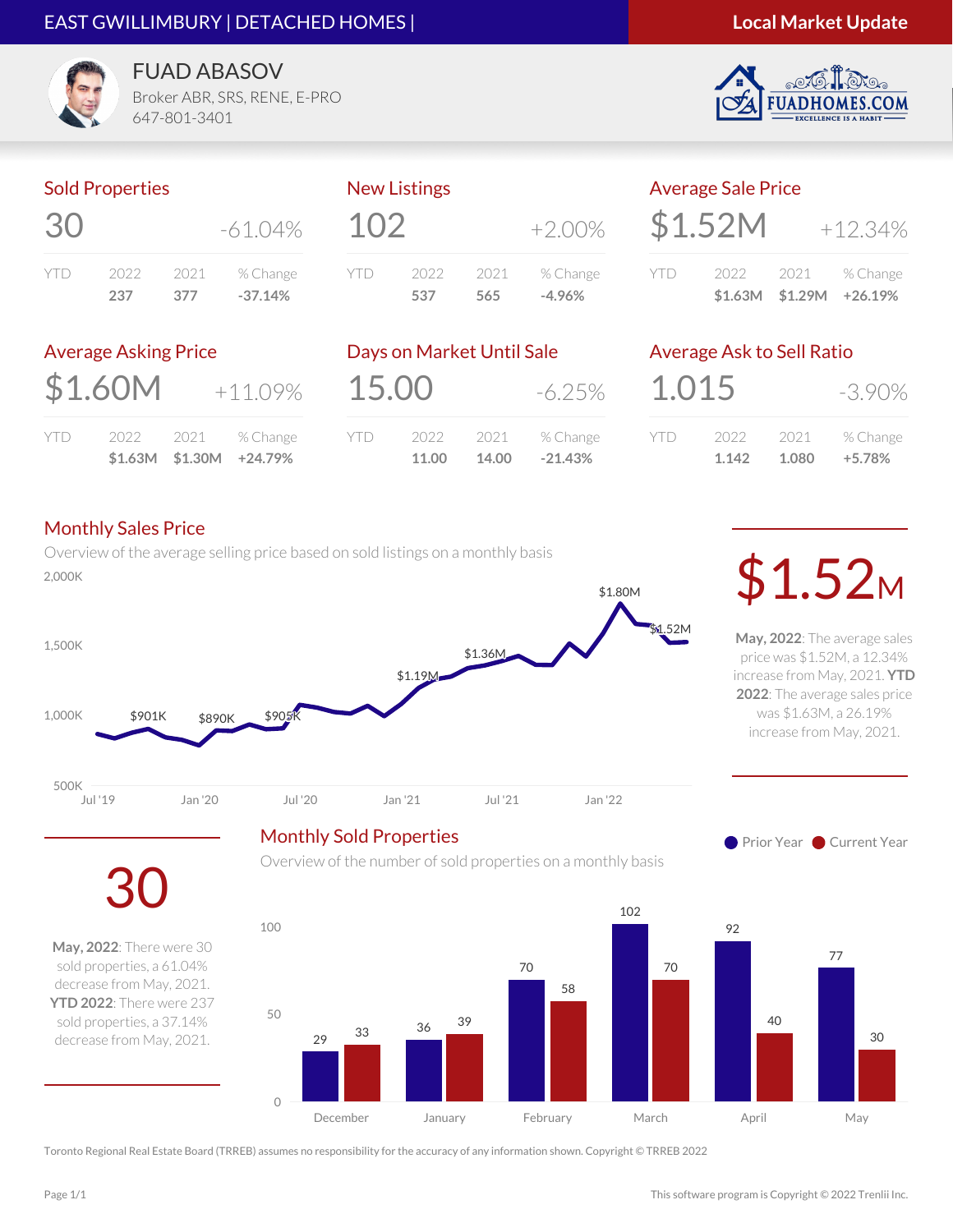EAST GWILLIMBURY | DETACHED HOMES | **Local Market Update**

FUAD ABASOV
Broker ABR, SRS, RENE, E-PRO
647-801-3401

FUADHOMES.COM — EXCELLENCE IS A HABIT

## Sold Properties

**30** -61.04%

| YTD | 2022 | 2021 | % Change |
|---|---|---|---|
| | 237 | 377 | -37.14% |

## New Listings

**102** +2.00%

| YTD | 2022 | 2021 | % Change |
|---|---|---|---|
| | 537 | 565 | -4.96% |

## Average Sale Price

**$1.52M** +12.34%

| YTD | 2022 | 2021 | % Change |
|---|---|---|---|
| | $1.63M | $1.29M | +26.19% |

## Average Asking Price

**$1.60M** +11.09%

| YTD | 2022 | 2021 | % Change |
|---|---|---|---|
| | $1.63M | $1.30M | +24.79% |

## Days on Market Until Sale

**15.00** -6.25%

| YTD | 2022 | 2021 | % Change |
|---|---|---|---|
| | 11.00 | 14.00 | -21.43% |

## Average Ask to Sell Ratio

**1.015** -3.90%

| YTD | 2022 | 2021 | % Change |
|---|---|---|---|
| | 1.142 | 1.080 | +5.78% |

## Monthly Sales Price

Overview of the average selling price based on sold listings on a monthly basis

Chart labels: $901K, $890K, $905K, $1.19M, $1.36M, $1.80M, $1.52M (Jul '19 – Jan '22)

**$1.52M**

**May, 2022**: The average sales price was $1.52M, a 12.34% increase from May, 2021. **YTD 2022**: The average sales price was $1.63M, a 26.19% increase from May, 2021.

## Monthly Sold Properties

Overview of the number of sold properties on a monthly basis

| Month | Prior Year | Current Year |
|---|---|---|
| December | 29 | 33 |
| January | 36 | 39 |
| February | 70 | 58 |
| March | 102 | 70 |
| April | 92 | 40 |
| May | 77 | 30 |

**30**

**May, 2022**: There were 30 sold properties, a 61.04% decrease from May, 2021. **YTD 2022**: There were 237 sold properties, a 37.14% decrease from May, 2021.

Toronto Regional Real Estate Board (TRREB) assumes no responsibility for the accuracy of any information shown. Copyright © TRREB 2022

This software program is Copyright © 2022 Trenlii Inc.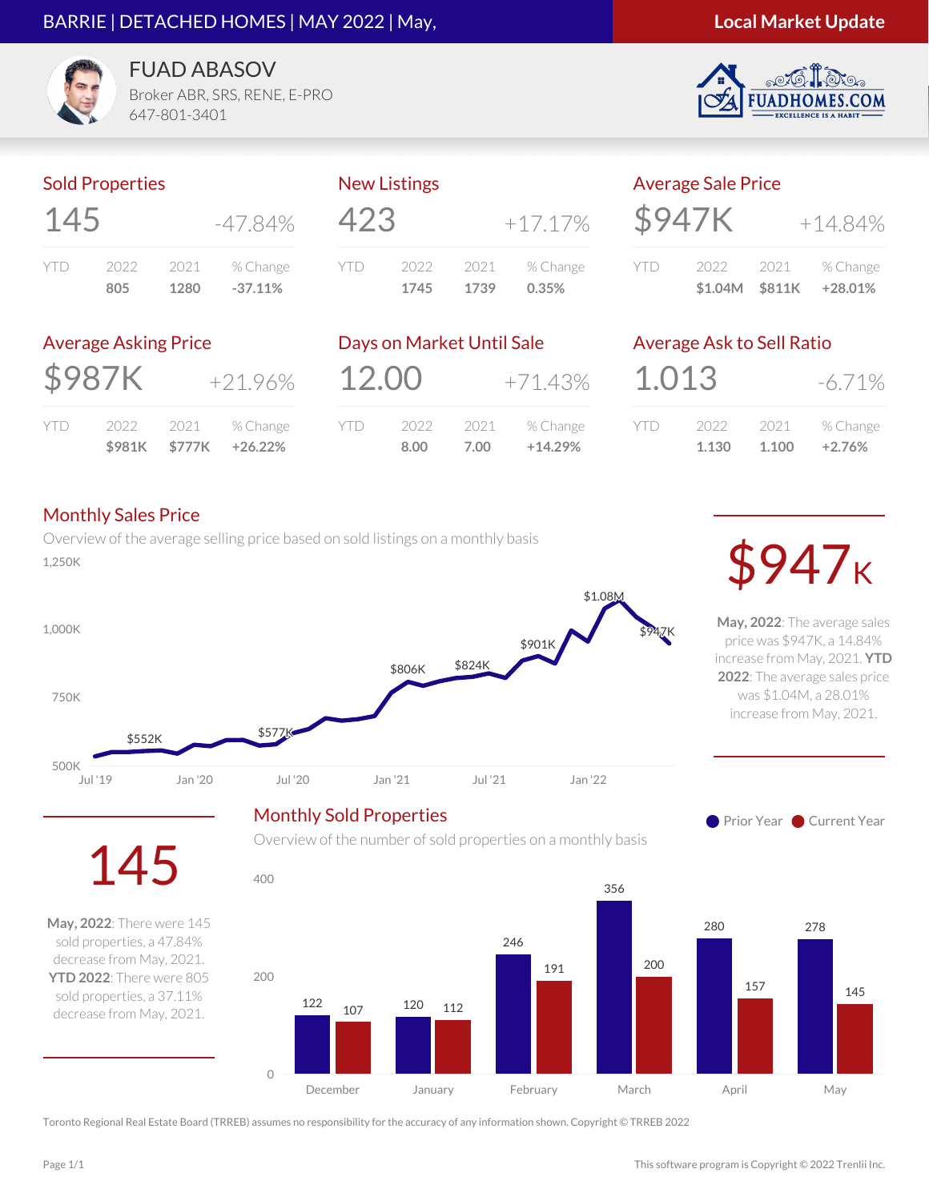BARRIE | DETACHED HOMES | MAY 2022 | May,

**Local Market Update**

FUAD ABASOV
Broker ABR, SRS, RENE, E-PRO
647-801-3401

FUADHOMES.COM
EXCELLENCE IS A HABIT

## Sold Properties

145 -47.84%

| YTD | 2022 | 2021 | % Change |
|---|---|---|---|
| | 805 | 1280 | -37.11% |

## New Listings

423 +17.17%

| YTD | 2022 | 2021 | % Change |
|---|---|---|---|
| | 1745 | 1739 | 0.35% |

## Average Sale Price

$947K +14.84%

| YTD | 2022 | 2021 | % Change |
|---|---|---|---|
| | $1.04M | $811K | +28.01% |

## Average Asking Price

$987K +21.96%

| YTD | 2022 | 2021 | % Change |
|---|---|---|---|
| | $981K | $777K | +26.22% |

## Days on Market Until Sale

12.00 +71.43%

| YTD | 2022 | 2021 | % Change |
|---|---|---|---|
| | 8.00 | 7.00 | +14.29% |

## Average Ask to Sell Ratio

1.013 -6.71%

| YTD | 2022 | 2021 | % Change |
|---|---|---|---|
| | 1.130 | 1.100 | +2.76% |

## Monthly Sales Price

Overview of the average selling price based on sold listings on a monthly basis

1,250K
1,000K
750K
500K
Jul '19 Jan '20 Jul '20 Jan '21 Jul '21 Jan '22
$552K $577K $806K $824K $901K $1.08M $947K

$947K

**May, 2022**: The average sales price was $947K, a 14.84% increase from May, 2021. **YTD 2022**: The average sales price was $1.04M, a 28.01% increase from May, 2021.

## Monthly Sold Properties

Overview of the number of sold properties on a monthly basis

Prior Year Current Year

400
200
0
December 122 107
January 120 112
February 246 191
March 356 200
April 280 157
May 278 145

145

**May, 2022**: There were 145 sold properties, a 47.84% decrease from May, 2021. **YTD 2022**: There were 805 sold properties, a 37.11% decrease from May, 2021.

Toronto Regional Real Estate Board (TRREB) assumes no responsibility for the accuracy of any information shown. Copyright © TRREB 2022

This software program is Copyright © 2022 Trenlii Inc.